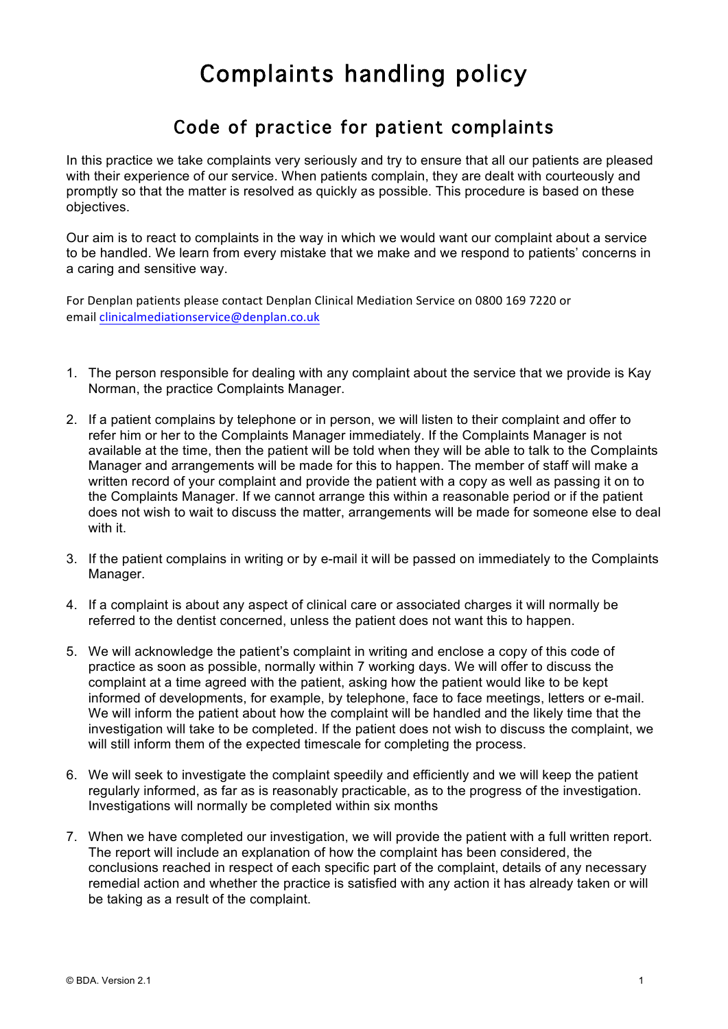# Complaints handling policy

## Code of practice for patient complaints

In this practice we take complaints very seriously and try to ensure that all our patients are pleased with their experience of our service. When patients complain, they are dealt with courteously and promptly so that the matter is resolved as quickly as possible. This procedure is based on these objectives.

Our aim is to react to complaints in the way in which we would want our complaint about a service to be handled. We learn from every mistake that we make and we respond to patients' concerns in a caring and sensitive way.

For Denplan patients please contact Denplan Clinical Mediation Service on 0800 169 7220 or email clinicalmediationservice@denplan.co.uk

1. The person responsible for dealing with any complaint about the service that we provide is Kay Norman, the practice Complaints Manager.
2. If a patient complains by telephone or in person, we will listen to their complaint and offer to refer him or her to the Complaints Manager immediately. If the Complaints Manager is not available at the time, then the patient will be told when they will be able to talk to the Complaints Manager and arrangements will be made for this to happen. The member of staff will make a written record of your complaint and provide the patient with a copy as well as passing it on to the Complaints Manager. If we cannot arrange this within a reasonable period or if the patient does not wish to wait to discuss the matter, arrangements will be made for someone else to deal with it.
3. If the patient complains in writing or by e-mail it will be passed on immediately to the Complaints Manager.
4. If a complaint is about any aspect of clinical care or associated charges it will normally be referred to the dentist concerned, unless the patient does not want this to happen.
5. We will acknowledge the patient's complaint in writing and enclose a copy of this code of practice as soon as possible, normally within 7 working days. We will offer to discuss the complaint at a time agreed with the patient, asking how the patient would like to be kept informed of developments, for example, by telephone, face to face meetings, letters or e-mail. We will inform the patient about how the complaint will be handled and the likely time that the investigation will take to be completed. If the patient does not wish to discuss the complaint, we will still inform them of the expected timescale for completing the process.
6. We will seek to investigate the complaint speedily and efficiently and we will keep the patient regularly informed, as far as is reasonably practicable, as to the progress of the investigation. Investigations will normally be completed within six months
7. When we have completed our investigation, we will provide the patient with a full written report. The report will include an explanation of how the complaint has been considered, the conclusions reached in respect of each specific part of the complaint, details of any necessary remedial action and whether the practice is satisfied with any action it has already taken or will be taking as a result of the complaint.

© BDA. Version 2.1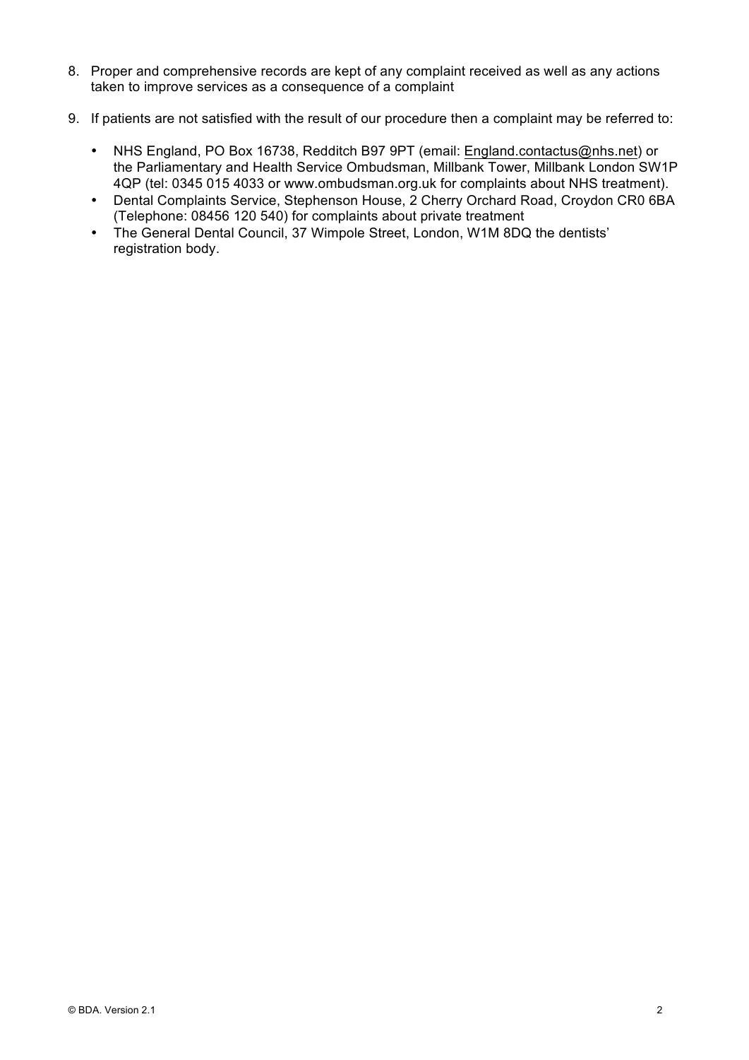8. Proper and comprehensive records are kept of any complaint received as well as any actions taken to improve services as a consequence of a complaint

9. If patients are not satisfied with the result of our procedure then a complaint may be referred to:

    - NHS England, PO Box 16738, Redditch B97 9PT (email: England.contactus@nhs.net) or the Parliamentary and Health Service Ombudsman, Millbank Tower, Millbank London SW1P 4QP (tel: 0345 015 4033 or www.ombudsman.org.uk for complaints about NHS treatment).
    - Dental Complaints Service, Stephenson House, 2 Cherry Orchard Road, Croydon CR0 6BA (Telephone: 08456 120 540) for complaints about private treatment
    - The General Dental Council, 37 Wimpole Street, London, W1M 8DQ the dentists' registration body.

© BDA. Version 2.1